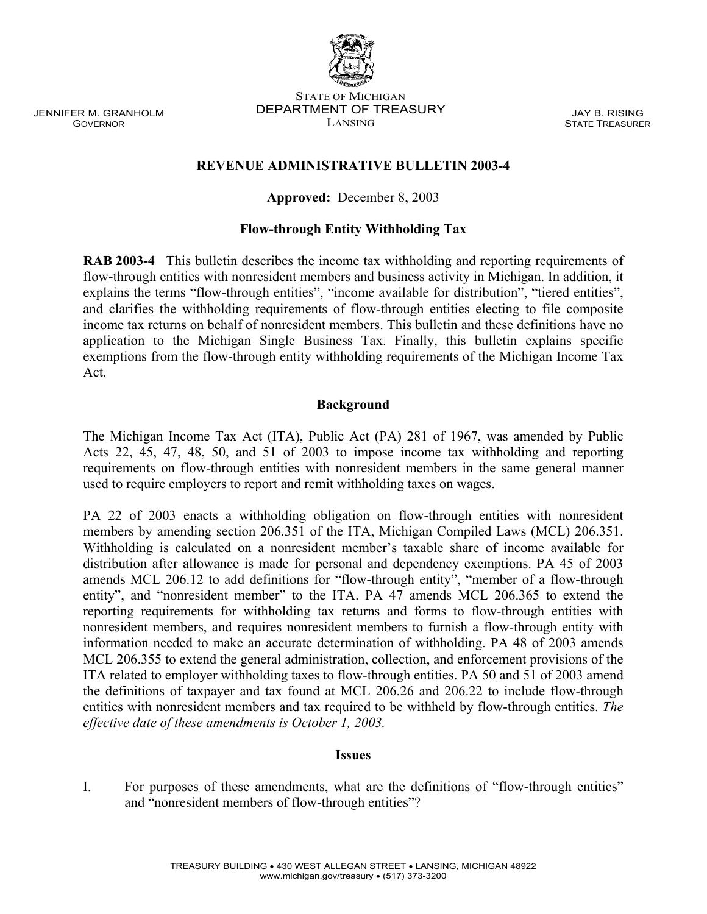JENNIFER M. GRANHOLM
GOVERNOR

STATE OF MICHIGAN
DEPARTMENT OF TREASURY
LANSING

JAY B. RISING
STATE TREASURER

# REVENUE ADMINISTRATIVE BULLETIN 2003-4

**Approved:** December 8, 2003

## Flow-through Entity Withholding Tax

**RAB 2003-4** This bulletin describes the income tax withholding and reporting requirements of flow-through entities with nonresident members and business activity in Michigan. In addition, it explains the terms "flow-through entities", "income available for distribution", "tiered entities", and clarifies the withholding requirements of flow-through entities electing to file composite income tax returns on behalf of nonresident members. This bulletin and these definitions have no application to the Michigan Single Business Tax. Finally, this bulletin explains specific exemptions from the flow-through entity withholding requirements of the Michigan Income Tax Act.

## Background

The Michigan Income Tax Act (ITA), Public Act (PA) 281 of 1967, was amended by Public Acts 22, 45, 47, 48, 50, and 51 of 2003 to impose income tax withholding and reporting requirements on flow-through entities with nonresident members in the same general manner used to require employers to report and remit withholding taxes on wages.

PA 22 of 2003 enacts a withholding obligation on flow-through entities with nonresident members by amending section 206.351 of the ITA, Michigan Compiled Laws (MCL) 206.351. Withholding is calculated on a nonresident member's taxable share of income available for distribution after allowance is made for personal and dependency exemptions. PA 45 of 2003 amends MCL 206.12 to add definitions for "flow-through entity", "member of a flow-through entity", and "nonresident member" to the ITA. PA 47 amends MCL 206.365 to extend the reporting requirements for withholding tax returns and forms to flow-through entities with nonresident members, and requires nonresident members to furnish a flow-through entity with information needed to make an accurate determination of withholding. PA 48 of 2003 amends MCL 206.355 to extend the general administration, collection, and enforcement provisions of the ITA related to employer withholding taxes to flow-through entities. PA 50 and 51 of 2003 amend the definitions of taxpayer and tax found at MCL 206.26 and 206.22 to include flow-through entities with nonresident members and tax required to be withheld by flow-through entities. *The effective date of these amendments is October 1, 2003.*

## Issues

I. For purposes of these amendments, what are the definitions of "flow-through entities" and "nonresident members of flow-through entities"?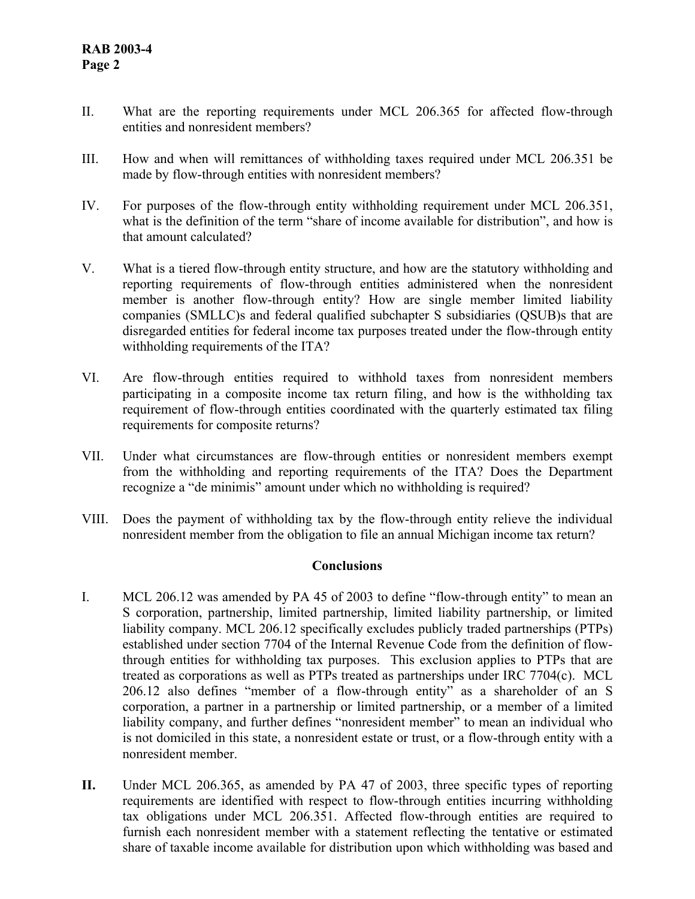II. What are the reporting requirements under MCL 206.365 for affected flow-through entities and nonresident members?

III. How and when will remittances of withholding taxes required under MCL 206.351 be made by flow-through entities with nonresident members?

IV. For purposes of the flow-through entity withholding requirement under MCL 206.351, what is the definition of the term "share of income available for distribution", and how is that amount calculated?

V. What is a tiered flow-through entity structure, and how are the statutory withholding and reporting requirements of flow-through entities administered when the nonresident member is another flow-through entity? How are single member limited liability companies (SMLLC)s and federal qualified subchapter S subsidiaries (QSUB)s that are disregarded entities for federal income tax purposes treated under the flow-through entity withholding requirements of the ITA?

VI. Are flow-through entities required to withhold taxes from nonresident members participating in a composite income tax return filing, and how is the withholding tax requirement of flow-through entities coordinated with the quarterly estimated tax filing requirements for composite returns?

VII. Under what circumstances are flow-through entities or nonresident members exempt from the withholding and reporting requirements of the ITA? Does the Department recognize a "de minimis" amount under which no withholding is required?

VIII. Does the payment of withholding tax by the flow-through entity relieve the individual nonresident member from the obligation to file an annual Michigan income tax return?

## Conclusions

I. MCL 206.12 was amended by PA 45 of 2003 to define "flow-through entity" to mean an S corporation, partnership, limited partnership, limited liability partnership, or limited liability company. MCL 206.12 specifically excludes publicly traded partnerships (PTPs) established under section 7704 of the Internal Revenue Code from the definition of flow-through entities for withholding tax purposes. This exclusion applies to PTPs that are treated as corporations as well as PTPs treated as partnerships under IRC 7704(c). MCL 206.12 also defines "member of a flow-through entity" as a shareholder of an S corporation, a partner in a partnership or limited partnership, or a member of a limited liability company, and further defines "nonresident member" to mean an individual who is not domiciled in this state, a nonresident estate or trust, or a flow-through entity with a nonresident member.

**II.** Under MCL 206.365, as amended by PA 47 of 2003, three specific types of reporting requirements are identified with respect to flow-through entities incurring withholding tax obligations under MCL 206.351. Affected flow-through entities are required to furnish each nonresident member with a statement reflecting the tentative or estimated share of taxable income available for distribution upon which withholding was based and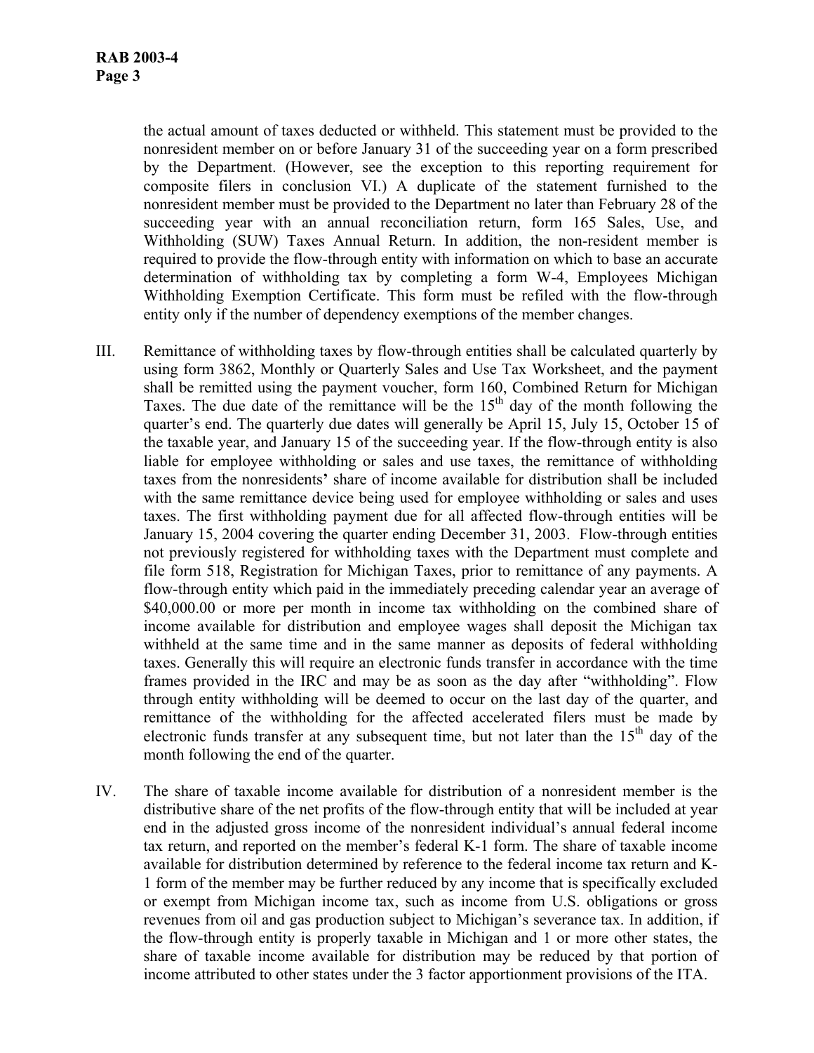the actual amount of taxes deducted or withheld. This statement must be provided to the nonresident member on or before January 31 of the succeeding year on a form prescribed by the Department. (However, see the exception to this reporting requirement for composite filers in conclusion VI.) A duplicate of the statement furnished to the nonresident member must be provided to the Department no later than February 28 of the succeeding year with an annual reconciliation return, form 165 Sales, Use, and Withholding (SUW) Taxes Annual Return. In addition, the non-resident member is required to provide the flow-through entity with information on which to base an accurate determination of withholding tax by completing a form W-4, Employees Michigan Withholding Exemption Certificate. This form must be refiled with the flow-through entity only if the number of dependency exemptions of the member changes.

III. Remittance of withholding taxes by flow-through entities shall be calculated quarterly by using form 3862, Monthly or Quarterly Sales and Use Tax Worksheet, and the payment shall be remitted using the payment voucher, form 160, Combined Return for Michigan Taxes. The due date of the remittance will be the 15th day of the month following the quarter's end. The quarterly due dates will generally be April 15, July 15, October 15 of the taxable year, and January 15 of the succeeding year. If the flow-through entity is also liable for employee withholding or sales and use taxes, the remittance of withholding taxes from the nonresidents**'** share of income available for distribution shall be included with the same remittance device being used for employee withholding or sales and uses taxes. The first withholding payment due for all affected flow-through entities will be January 15, 2004 covering the quarter ending December 31, 2003. Flow-through entities not previously registered for withholding taxes with the Department must complete and file form 518, Registration for Michigan Taxes, prior to remittance of any payments. A flow-through entity which paid in the immediately preceding calendar year an average of $40,000.00 or more per month in income tax withholding on the combined share of income available for distribution and employee wages shall deposit the Michigan tax withheld at the same time and in the same manner as deposits of federal withholding taxes. Generally this will require an electronic funds transfer in accordance with the time frames provided in the IRC and may be as soon as the day after "withholding". Flow through entity withholding will be deemed to occur on the last day of the quarter, and remittance of the withholding for the affected accelerated filers must be made by electronic funds transfer at any subsequent time, but not later than the 15th day of the month following the end of the quarter.

IV. The share of taxable income available for distribution of a nonresident member is the distributive share of the net profits of the flow-through entity that will be included at year end in the adjusted gross income of the nonresident individual's annual federal income tax return, and reported on the member's federal K-1 form. The share of taxable income available for distribution determined by reference to the federal income tax return and K-1 form of the member may be further reduced by any income that is specifically excluded or exempt from Michigan income tax, such as income from U.S. obligations or gross revenues from oil and gas production subject to Michigan's severance tax. In addition, if the flow-through entity is properly taxable in Michigan and 1 or more other states, the share of taxable income available for distribution may be reduced by that portion of income attributed to other states under the 3 factor apportionment provisions of the ITA.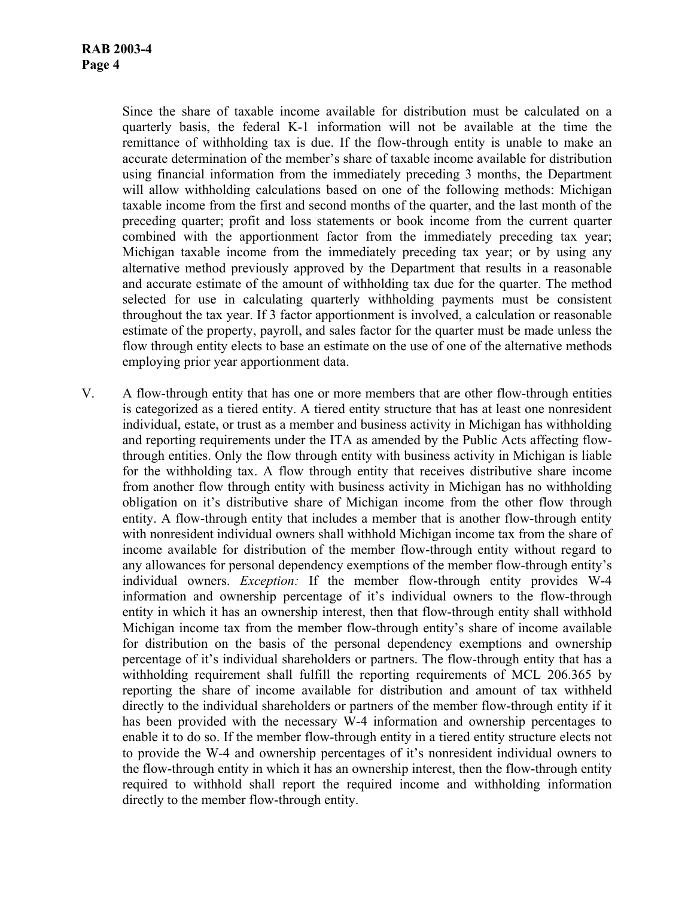Since the share of taxable income available for distribution must be calculated on a quarterly basis, the federal K-1 information will not be available at the time the remittance of withholding tax is due. If the flow-through entity is unable to make an accurate determination of the member's share of taxable income available for distribution using financial information from the immediately preceding 3 months, the Department will allow withholding calculations based on one of the following methods: Michigan taxable income from the first and second months of the quarter, and the last month of the preceding quarter; profit and loss statements or book income from the current quarter combined with the apportionment factor from the immediately preceding tax year; Michigan taxable income from the immediately preceding tax year; or by using any alternative method previously approved by the Department that results in a reasonable and accurate estimate of the amount of withholding tax due for the quarter. The method selected for use in calculating quarterly withholding payments must be consistent throughout the tax year. If 3 factor apportionment is involved, a calculation or reasonable estimate of the property, payroll, and sales factor for the quarter must be made unless the flow through entity elects to base an estimate on the use of one of the alternative methods employing prior year apportionment data.

V. A flow-through entity that has one or more members that are other flow-through entities is categorized as a tiered entity. A tiered entity structure that has at least one nonresident individual, estate, or trust as a member and business activity in Michigan has withholding and reporting requirements under the ITA as amended by the Public Acts affecting flow-through entities. Only the flow through entity with business activity in Michigan is liable for the withholding tax. A flow through entity that receives distributive share income from another flow through entity with business activity in Michigan has no withholding obligation on it's distributive share of Michigan income from the other flow through entity. A flow-through entity that includes a member that is another flow-through entity with nonresident individual owners shall withhold Michigan income tax from the share of income available for distribution of the member flow-through entity without regard to any allowances for personal dependency exemptions of the member flow-through entity's individual owners. *Exception:* If the member flow-through entity provides W-4 information and ownership percentage of it's individual owners to the flow-through entity in which it has an ownership interest, then that flow-through entity shall withhold Michigan income tax from the member flow-through entity's share of income available for distribution on the basis of the personal dependency exemptions and ownership percentage of it's individual shareholders or partners. The flow-through entity that has a withholding requirement shall fulfill the reporting requirements of MCL 206.365 by reporting the share of income available for distribution and amount of tax withheld directly to the individual shareholders or partners of the member flow-through entity if it has been provided with the necessary W-4 information and ownership percentages to enable it to do so. If the member flow-through entity in a tiered entity structure elects not to provide the W-4 and ownership percentages of it's nonresident individual owners to the flow-through entity in which it has an ownership interest, then the flow-through entity required to withhold shall report the required income and withholding information directly to the member flow-through entity.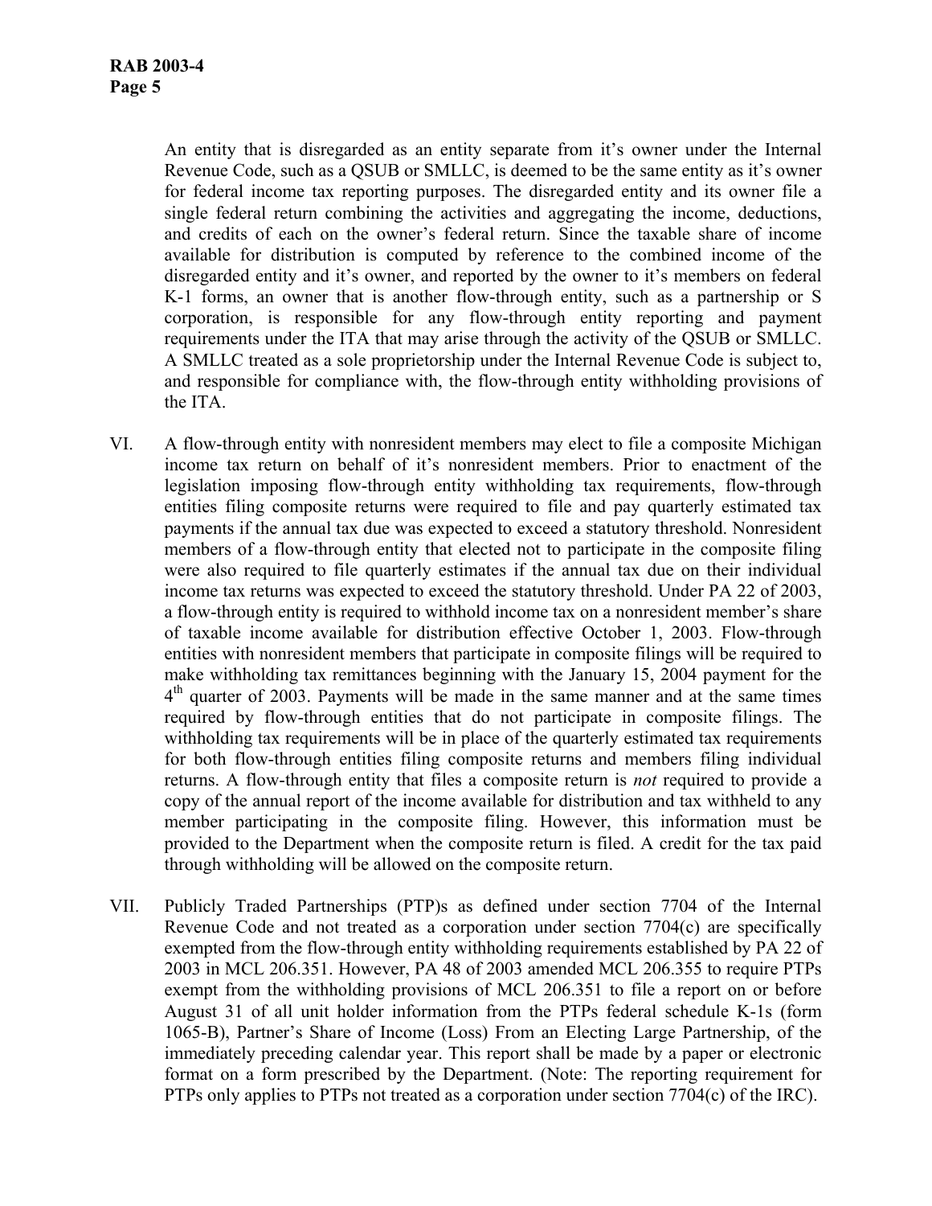An entity that is disregarded as an entity separate from it's owner under the Internal Revenue Code, such as a QSUB or SMLLC, is deemed to be the same entity as it's owner for federal income tax reporting purposes. The disregarded entity and its owner file a single federal return combining the activities and aggregating the income, deductions, and credits of each on the owner's federal return. Since the taxable share of income available for distribution is computed by reference to the combined income of the disregarded entity and it's owner, and reported by the owner to it's members on federal K-1 forms, an owner that is another flow-through entity, such as a partnership or S corporation, is responsible for any flow-through entity reporting and payment requirements under the ITA that may arise through the activity of the QSUB or SMLLC. A SMLLC treated as a sole proprietorship under the Internal Revenue Code is subject to, and responsible for compliance with, the flow-through entity withholding provisions of the ITA.

VI. A flow-through entity with nonresident members may elect to file a composite Michigan income tax return on behalf of it's nonresident members. Prior to enactment of the legislation imposing flow-through entity withholding tax requirements, flow-through entities filing composite returns were required to file and pay quarterly estimated tax payments if the annual tax due was expected to exceed a statutory threshold. Nonresident members of a flow-through entity that elected not to participate in the composite filing were also required to file quarterly estimates if the annual tax due on their individual income tax returns was expected to exceed the statutory threshold. Under PA 22 of 2003, a flow-through entity is required to withhold income tax on a nonresident member's share of taxable income available for distribution effective October 1, 2003. Flow-through entities with nonresident members that participate in composite filings will be required to make withholding tax remittances beginning with the January 15, 2004 payment for the 4th quarter of 2003. Payments will be made in the same manner and at the same times required by flow-through entities that do not participate in composite filings. The withholding tax requirements will be in place of the quarterly estimated tax requirements for both flow-through entities filing composite returns and members filing individual returns. A flow-through entity that files a composite return is *not* required to provide a copy of the annual report of the income available for distribution and tax withheld to any member participating in the composite filing. However, this information must be provided to the Department when the composite return is filed. A credit for the tax paid through withholding will be allowed on the composite return.

VII. Publicly Traded Partnerships (PTP)s as defined under section 7704 of the Internal Revenue Code and not treated as a corporation under section 7704(c) are specifically exempted from the flow-through entity withholding requirements established by PA 22 of 2003 in MCL 206.351. However, PA 48 of 2003 amended MCL 206.355 to require PTPs exempt from the withholding provisions of MCL 206.351 to file a report on or before August 31 of all unit holder information from the PTPs federal schedule K-1s (form 1065-B), Partner's Share of Income (Loss) From an Electing Large Partnership, of the immediately preceding calendar year. This report shall be made by a paper or electronic format on a form prescribed by the Department. (Note: The reporting requirement for PTPs only applies to PTPs not treated as a corporation under section 7704(c) of the IRC).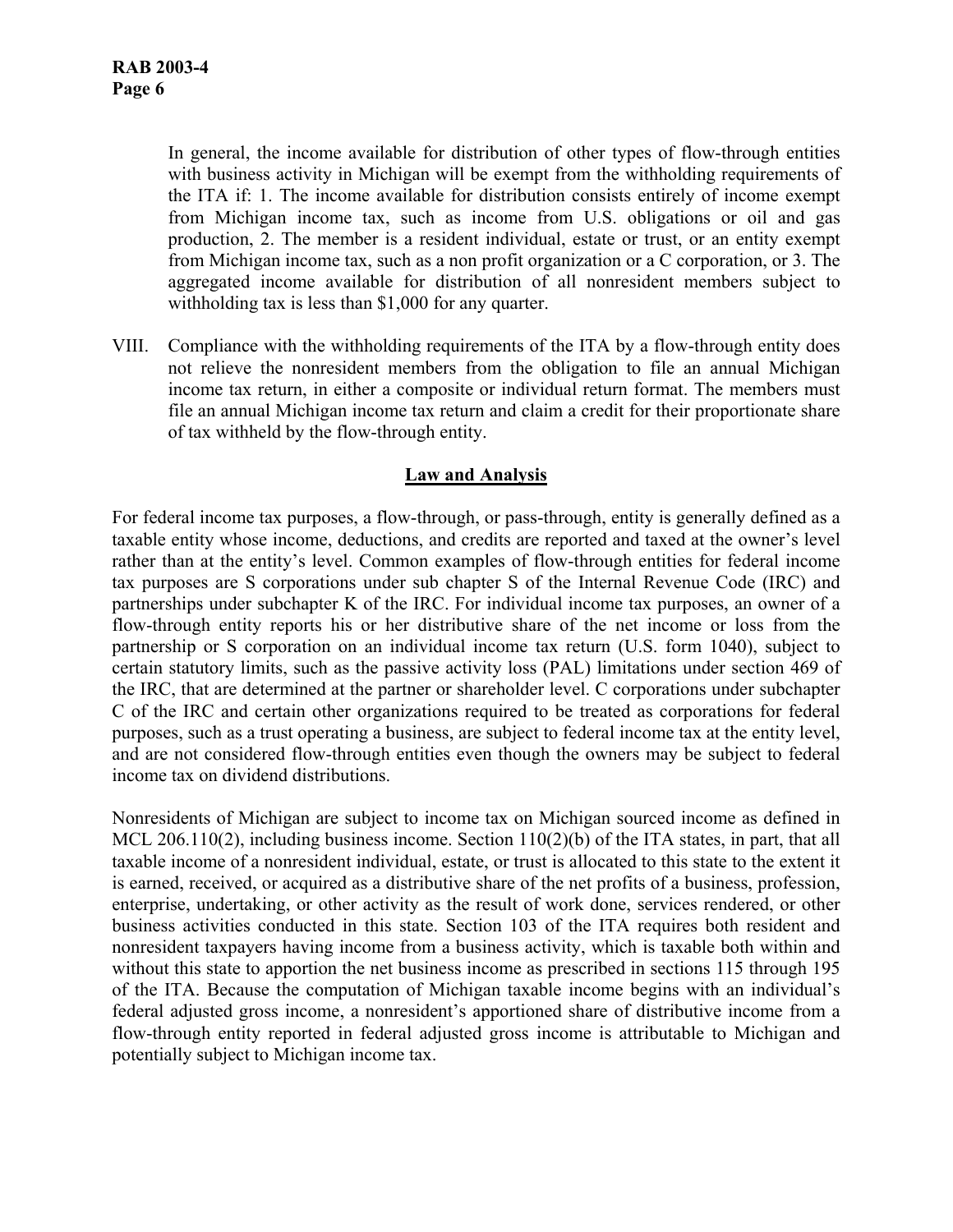In general, the income available for distribution of other types of flow-through entities with business activity in Michigan will be exempt from the withholding requirements of the ITA if: 1. The income available for distribution consists entirely of income exempt from Michigan income tax, such as income from U.S. obligations or oil and gas production, 2. The member is a resident individual, estate or trust, or an entity exempt from Michigan income tax, such as a non profit organization or a C corporation, or 3. The aggregated income available for distribution of all nonresident members subject to withholding tax is less than $1,000 for any quarter.

VIII. Compliance with the withholding requirements of the ITA by a flow-through entity does not relieve the nonresident members from the obligation to file an annual Michigan income tax return, in either a composite or individual return format. The members must file an annual Michigan income tax return and claim a credit for their proportionate share of tax withheld by the flow-through entity.

## Law and Analysis

For federal income tax purposes, a flow-through, or pass-through, entity is generally defined as a taxable entity whose income, deductions, and credits are reported and taxed at the owner's level rather than at the entity's level. Common examples of flow-through entities for federal income tax purposes are S corporations under sub chapter S of the Internal Revenue Code (IRC) and partnerships under subchapter K of the IRC. For individual income tax purposes, an owner of a flow-through entity reports his or her distributive share of the net income or loss from the partnership or S corporation on an individual income tax return (U.S. form 1040), subject to certain statutory limits, such as the passive activity loss (PAL) limitations under section 469 of the IRC, that are determined at the partner or shareholder level. C corporations under subchapter C of the IRC and certain other organizations required to be treated as corporations for federal purposes, such as a trust operating a business, are subject to federal income tax at the entity level, and are not considered flow-through entities even though the owners may be subject to federal income tax on dividend distributions.

Nonresidents of Michigan are subject to income tax on Michigan sourced income as defined in MCL 206.110(2), including business income. Section 110(2)(b) of the ITA states, in part, that all taxable income of a nonresident individual, estate, or trust is allocated to this state to the extent it is earned, received, or acquired as a distributive share of the net profits of a business, profession, enterprise, undertaking, or other activity as the result of work done, services rendered, or other business activities conducted in this state. Section 103 of the ITA requires both resident and nonresident taxpayers having income from a business activity, which is taxable both within and without this state to apportion the net business income as prescribed in sections 115 through 195 of the ITA. Because the computation of Michigan taxable income begins with an individual's federal adjusted gross income, a nonresident's apportioned share of distributive income from a flow-through entity reported in federal adjusted gross income is attributable to Michigan and potentially subject to Michigan income tax.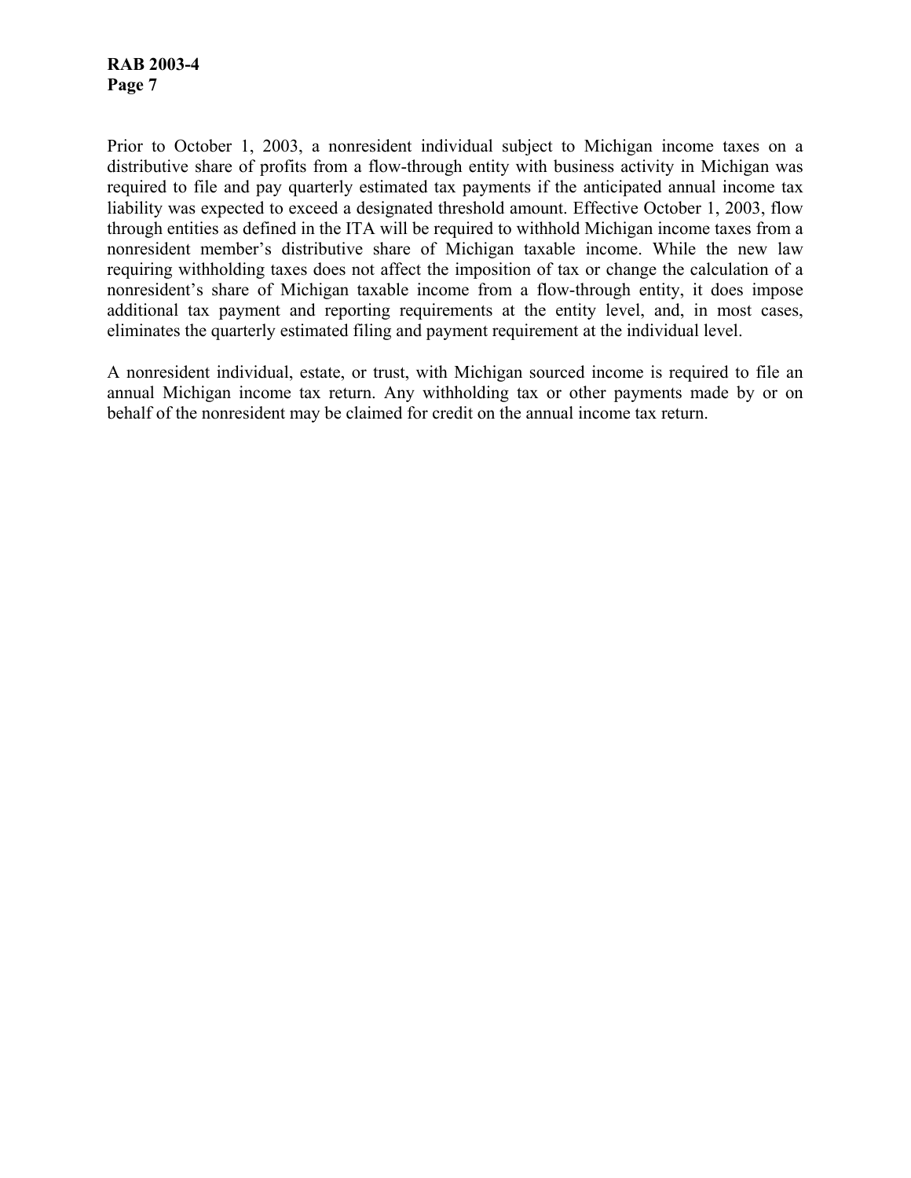Prior to October 1, 2003, a nonresident individual subject to Michigan income taxes on a distributive share of profits from a flow-through entity with business activity in Michigan was required to file and pay quarterly estimated tax payments if the anticipated annual income tax liability was expected to exceed a designated threshold amount. Effective October 1, 2003, flow through entities as defined in the ITA will be required to withhold Michigan income taxes from a nonresident member's distributive share of Michigan taxable income. While the new law requiring withholding taxes does not affect the imposition of tax or change the calculation of a nonresident's share of Michigan taxable income from a flow-through entity, it does impose additional tax payment and reporting requirements at the entity level, and, in most cases, eliminates the quarterly estimated filing and payment requirement at the individual level.

A nonresident individual, estate, or trust, with Michigan sourced income is required to file an annual Michigan income tax return. Any withholding tax or other payments made by or on behalf of the nonresident may be claimed for credit on the annual income tax return.